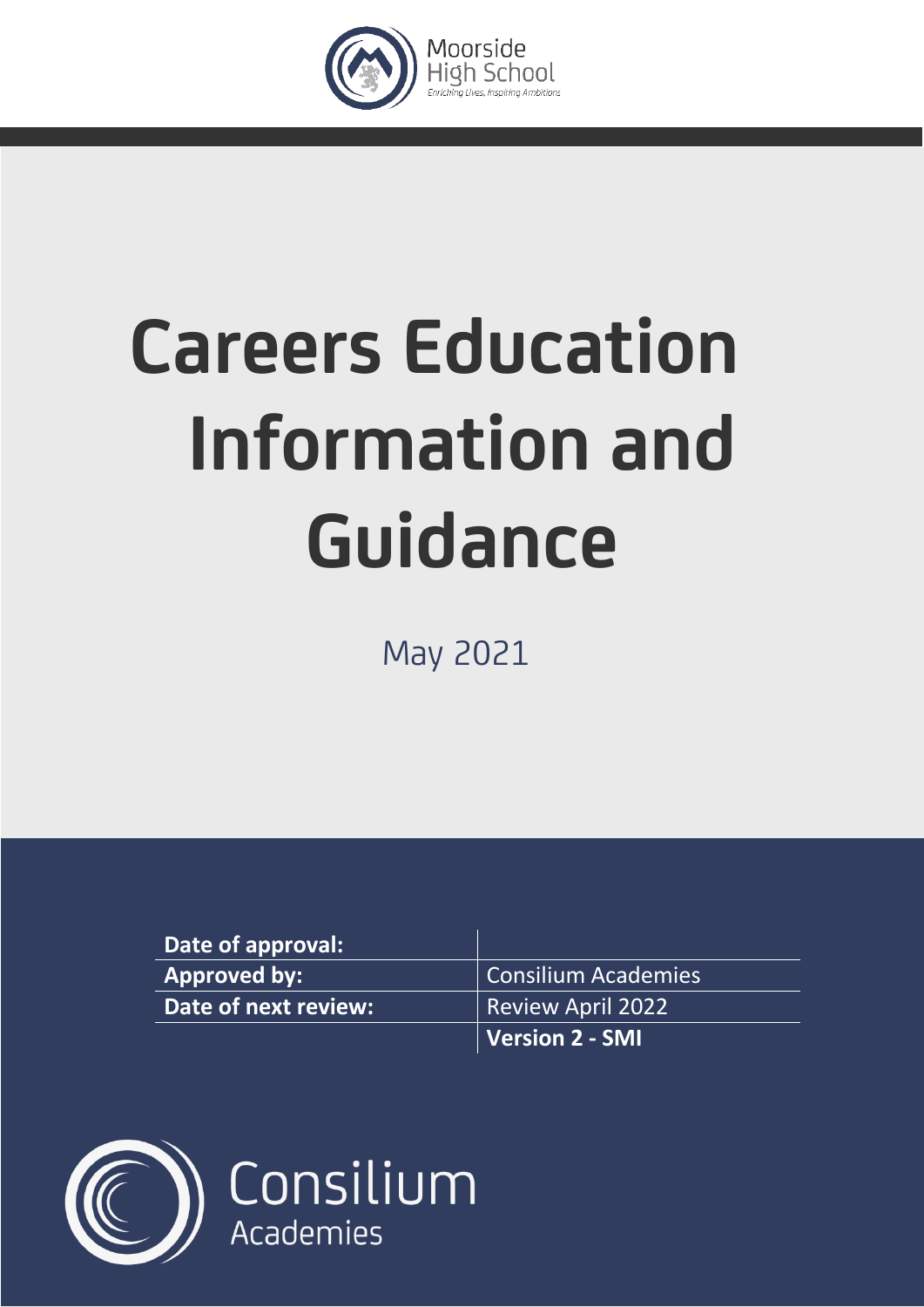Moorside High School

*Enriching Lives, Inspiring Ambitions*

# Careers Education Information and Guidance

May 2021

| Date of approval: | |
|---|---|
| **Approved by:** | Consilium Academies |
| **Date of next review:** | Review April 2022 |
| | **Version 2 - SMI** |

Consilium Academies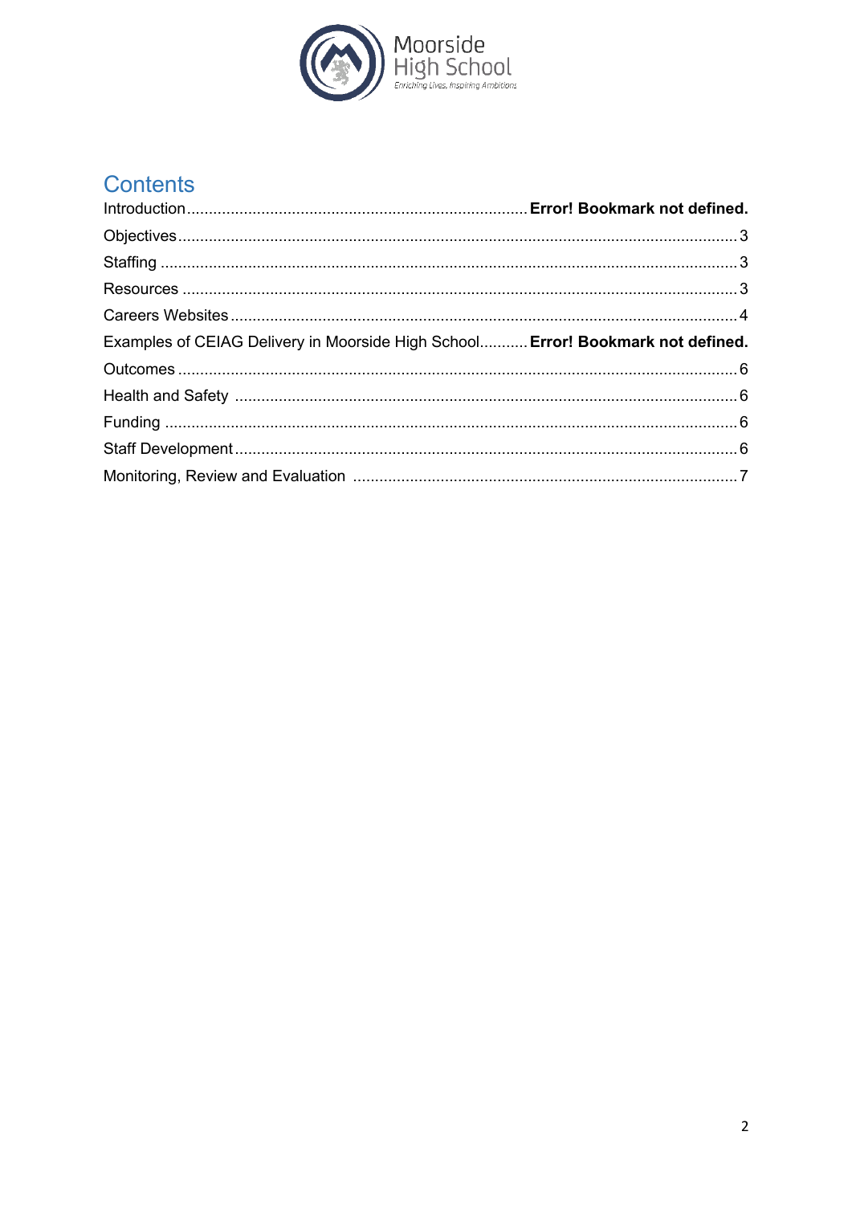## Contents

Introduction ............................................................................ **Error! Bookmark not defined.**

Objectives ............................................................................................................................ 3

Staffing ................................................................................................................................. 3

Resources ............................................................................................................................. 3

Careers Websites .................................................................................................................. 4

Examples of CEIAG Delivery in Moorside High School........... **Error! Bookmark not defined.**

Outcomes ............................................................................................................................. 6

Health and Safety ................................................................................................................. 6

Funding ................................................................................................................................ 6

Staff Development ................................................................................................................ 6

Monitoring, Review and Evaluation ...................................................................................... 7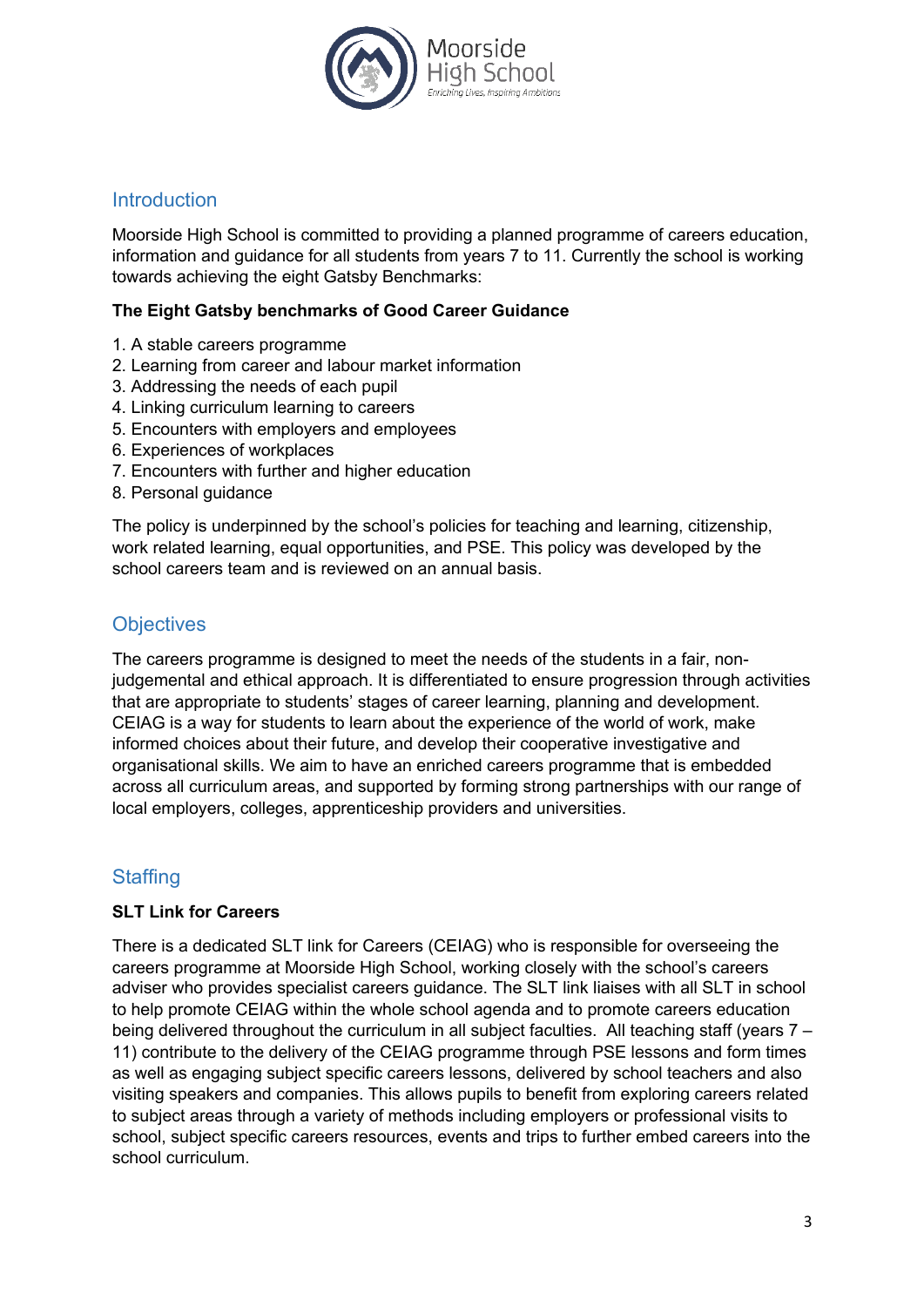## Introduction

Moorside High School is committed to providing a planned programme of careers education, information and guidance for all students from years 7 to 11. Currently the school is working towards achieving the eight Gatsby Benchmarks:

**The Eight Gatsby benchmarks of Good Career Guidance**

1. A stable careers programme
2. Learning from career and labour market information
3. Addressing the needs of each pupil
4. Linking curriculum learning to careers
5. Encounters with employers and employees
6. Experiences of workplaces
7. Encounters with further and higher education
8. Personal guidance

The policy is underpinned by the school's policies for teaching and learning, citizenship, work related learning, equal opportunities, and PSE. This policy was developed by the school careers team and is reviewed on an annual basis.

## Objectives

The careers programme is designed to meet the needs of the students in a fair, non-judgemental and ethical approach. It is differentiated to ensure progression through activities that are appropriate to students' stages of career learning, planning and development. CEIAG is a way for students to learn about the experience of the world of work, make informed choices about their future, and develop their cooperative investigative and organisational skills. We aim to have an enriched careers programme that is embedded across all curriculum areas, and supported by forming strong partnerships with our range of local employers, colleges, apprenticeship providers and universities.

## Staffing

**SLT Link for Careers**

There is a dedicated SLT link for Careers (CEIAG) who is responsible for overseeing the careers programme at Moorside High School, working closely with the school's careers adviser who provides specialist careers guidance. The SLT link liaises with all SLT in school to help promote CEIAG within the whole school agenda and to promote careers education being delivered throughout the curriculum in all subject faculties. All teaching staff (years 7 – 11) contribute to the delivery of the CEIAG programme through PSE lessons and form times as well as engaging subject specific careers lessons, delivered by school teachers and also visiting speakers and companies. This allows pupils to benefit from exploring careers related to subject areas through a variety of methods including employers or professional visits to school, subject specific careers resources, events and trips to further embed careers into the school curriculum.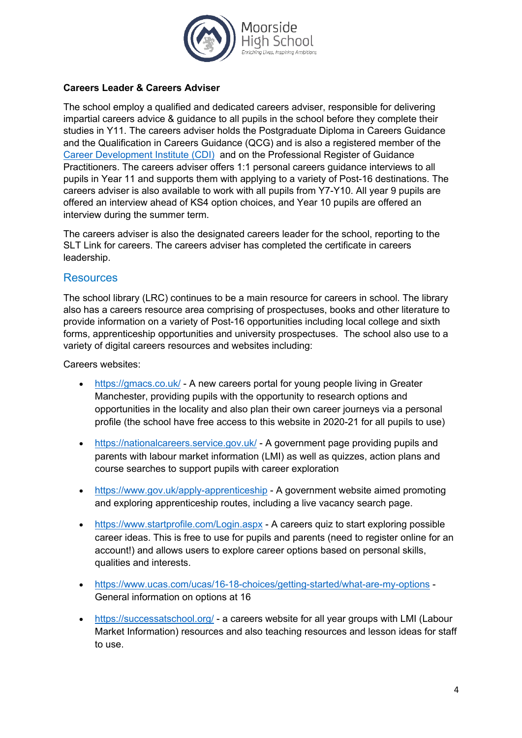**Careers Leader & Careers Adviser**

The school employ a qualified and dedicated careers adviser, responsible for delivering impartial careers advice & guidance to all pupils in the school before they complete their studies in Y11. The careers adviser holds the Postgraduate Diploma in Careers Guidance and the Qualification in Careers Guidance (QCG) and is also a registered member of the [Career Development Institute (CDI)](#) and on the Professional Register of Guidance Practitioners. The careers adviser offers 1:1 personal careers guidance interviews to all pupils in Year 11 and supports them with applying to a variety of Post-16 destinations. The careers adviser is also available to work with all pupils from Y7-Y10. All year 9 pupils are offered an interview ahead of KS4 option choices, and Year 10 pupils are offered an interview during the summer term.

The careers adviser is also the designated careers leader for the school, reporting to the SLT Link for careers. The careers adviser has completed the certificate in careers leadership.

## Resources

The school library (LRC) continues to be a main resource for careers in school. The library also has a careers resource area comprising of prospectuses, books and other literature to provide information on a variety of Post-16 opportunities including local college and sixth forms, apprenticeship opportunities and university prospectuses. The school also use to a variety of digital careers resources and websites including:

Careers websites:

- https://gmacs.co.uk/ - A new careers portal for young people living in Greater Manchester, providing pupils with the opportunity to research options and opportunities in the locality and also plan their own career journeys via a personal profile (the school have free access to this website in 2020-21 for all pupils to use)
- https://nationalcareers.service.gov.uk/ - A government page providing pupils and parents with labour market information (LMI) as well as quizzes, action plans and course searches to support pupils with career exploration
- https://www.gov.uk/apply-apprenticeship - A government website aimed promoting and exploring apprenticeship routes, including a live vacancy search page.
- https://www.startprofile.com/Login.aspx - A careers quiz to start exploring possible career ideas. This is free to use for pupils and parents (need to register online for an account!) and allows users to explore career options based on personal skills, qualities and interests.
- https://www.ucas.com/ucas/16-18-choices/getting-started/what-are-my-options - General information on options at 16
- https://successatschool.org/ - a careers website for all year groups with LMI (Labour Market Information) resources and also teaching resources and lesson ideas for staff to use.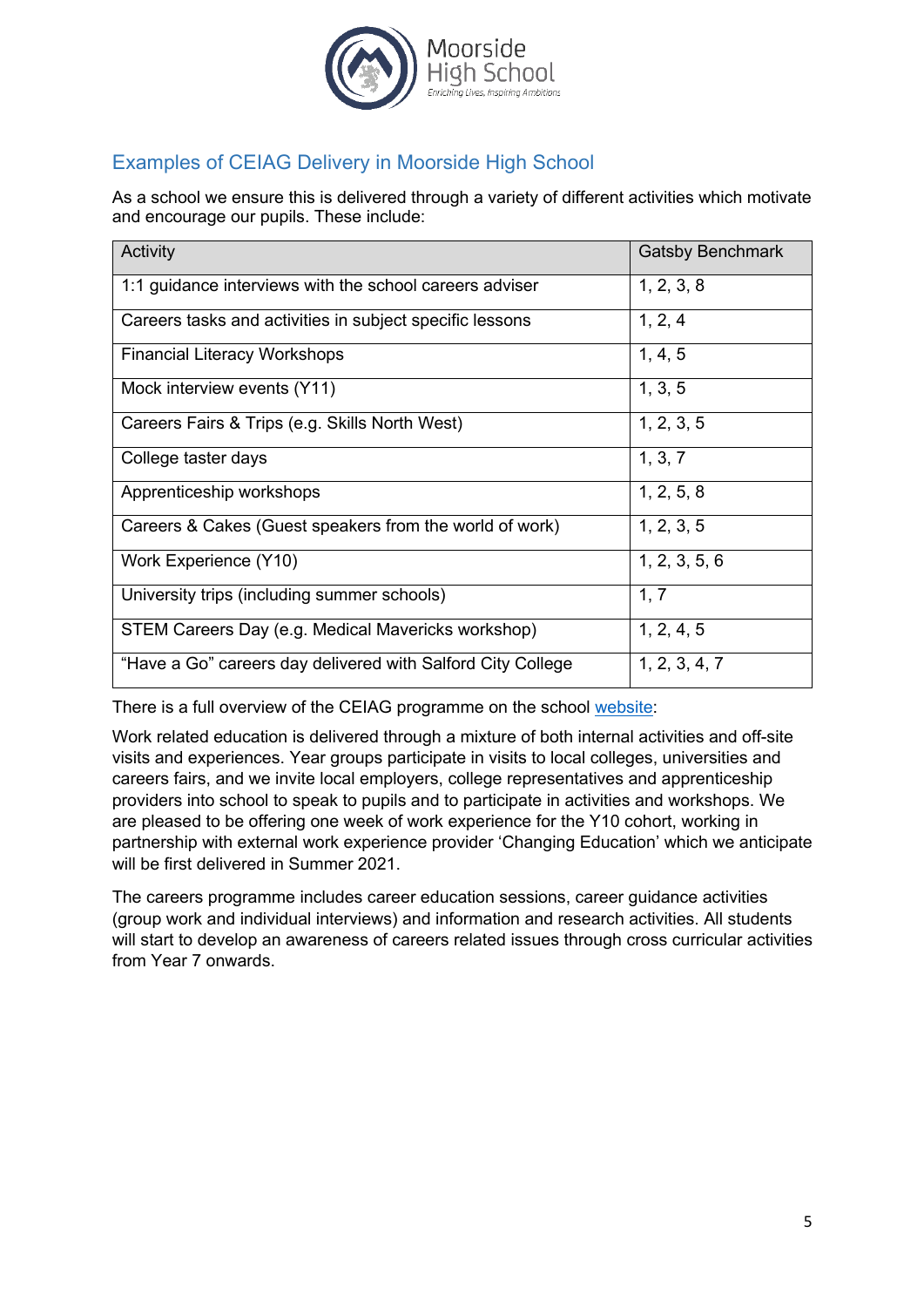## Examples of CEIAG Delivery in Moorside High School

As a school we ensure this is delivered through a variety of different activities which motivate and encourage our pupils. These include:

| Activity | Gatsby Benchmark |
|---|---|
| 1:1 guidance interviews with the school careers adviser | 1, 2, 3, 8 |
| Careers tasks and activities in subject specific lessons | 1, 2, 4 |
| Financial Literacy Workshops | 1, 4, 5 |
| Mock interview events (Y11) | 1, 3, 5 |
| Careers Fairs & Trips (e.g. Skills North West) | 1, 2, 3, 5 |
| College taster days | 1, 3, 7 |
| Apprenticeship workshops | 1, 2, 5, 8 |
| Careers & Cakes (Guest speakers from the world of work) | 1, 2, 3, 5 |
| Work Experience (Y10) | 1, 2, 3, 5, 6 |
| University trips (including summer schools) | 1, 7 |
| STEM Careers Day (e.g. Medical Mavericks workshop) | 1, 2, 4, 5 |
| "Have a Go" careers day delivered with Salford City College | 1, 2, 3, 4, 7 |

There is a full overview of the CEIAG programme on the school website:

Work related education is delivered through a mixture of both internal activities and off-site visits and experiences. Year groups participate in visits to local colleges, universities and careers fairs, and we invite local employers, college representatives and apprenticeship providers into school to speak to pupils and to participate in activities and workshops. We are pleased to be offering one week of work experience for the Y10 cohort, working in partnership with external work experience provider 'Changing Education' which we anticipate will be first delivered in Summer 2021.

The careers programme includes career education sessions, career guidance activities (group work and individual interviews) and information and research activities. All students will start to develop an awareness of careers related issues through cross curricular activities from Year 7 onwards.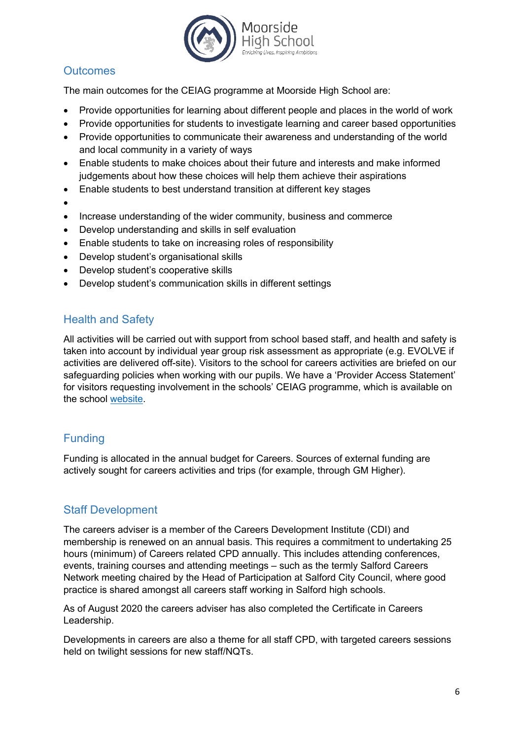## Outcomes

The main outcomes for the CEIAG programme at Moorside High School are:

- Provide opportunities for learning about different people and places in the world of work
- Provide opportunities for students to investigate learning and career based opportunities
- Provide opportunities to communicate their awareness and understanding of the world and local community in a variety of ways
- Enable students to make choices about their future and interests and make informed judgements about how these choices will help them achieve their aspirations
- Enable students to best understand transition at different key stages
- 
- Increase understanding of the wider community, business and commerce
- Develop understanding and skills in self evaluation
- Enable students to take on increasing roles of responsibility
- Develop student's organisational skills
- Develop student's cooperative skills
- Develop student's communication skills in different settings

## Health and Safety

All activities will be carried out with support from school based staff, and health and safety is taken into account by individual year group risk assessment as appropriate (e.g. EVOLVE if activities are delivered off-site). Visitors to the school for careers activities are briefed on our safeguarding policies when working with our pupils. We have a 'Provider Access Statement' for visitors requesting involvement in the schools' CEIAG programme, which is available on the school website.

## Funding

Funding is allocated in the annual budget for Careers. Sources of external funding are actively sought for careers activities and trips (for example, through GM Higher).

## Staff Development

The careers adviser is a member of the Careers Development Institute (CDI) and membership is renewed on an annual basis. This requires a commitment to undertaking 25 hours (minimum) of Careers related CPD annually. This includes attending conferences, events, training courses and attending meetings – such as the termly Salford Careers Network meeting chaired by the Head of Participation at Salford City Council, where good practice is shared amongst all careers staff working in Salford high schools.

As of August 2020 the careers adviser has also completed the Certificate in Careers Leadership.

Developments in careers are also a theme for all staff CPD, with targeted careers sessions held on twilight sessions for new staff/NQTs.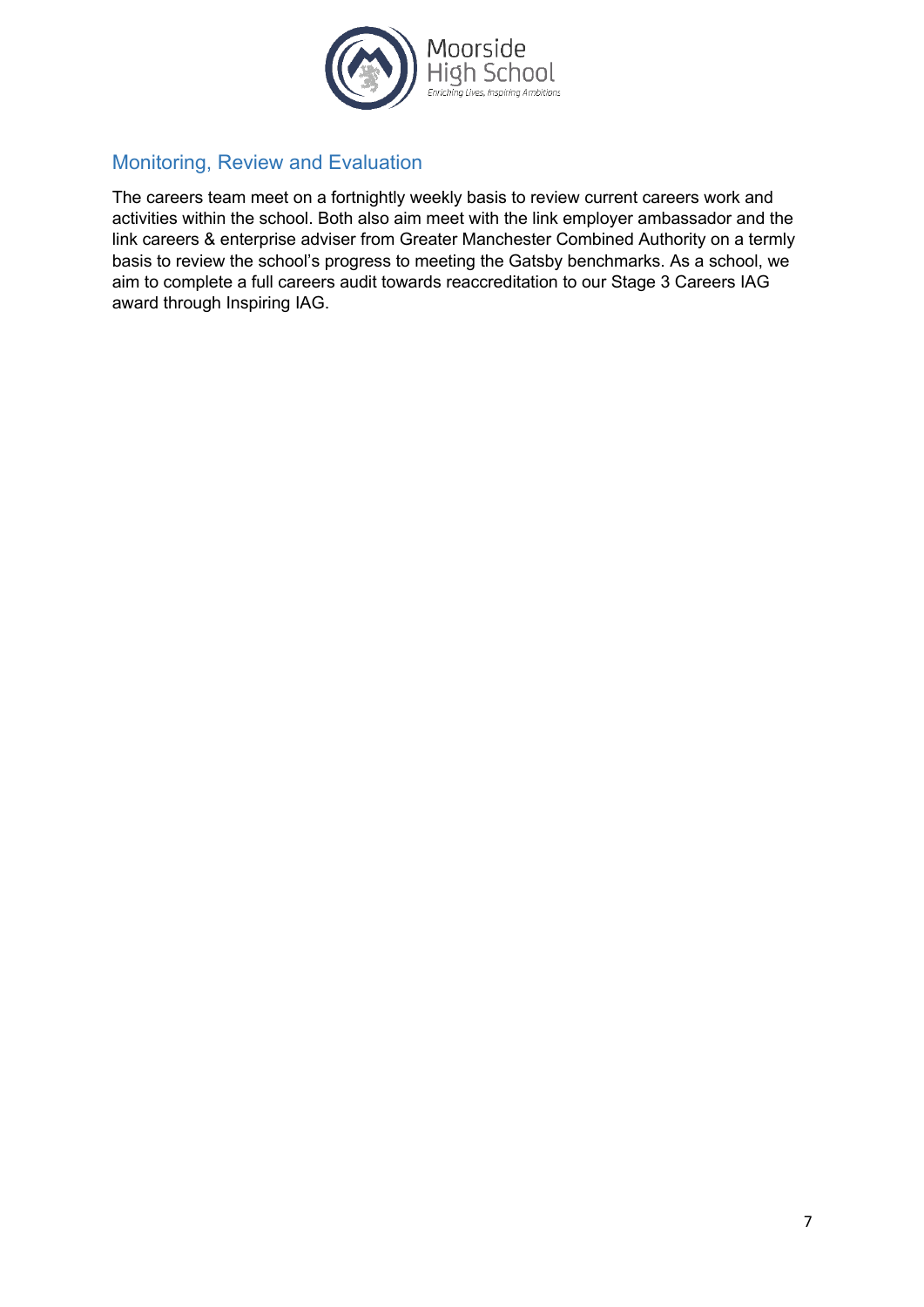## Monitoring, Review and Evaluation

The careers team meet on a fortnightly weekly basis to review current careers work and activities within the school. Both also aim meet with the link employer ambassador and the link careers & enterprise adviser from Greater Manchester Combined Authority on a termly basis to review the school's progress to meeting the Gatsby benchmarks. As a school, we aim to complete a full careers audit towards reaccreditation to our Stage 3 Careers IAG award through Inspiring IAG.